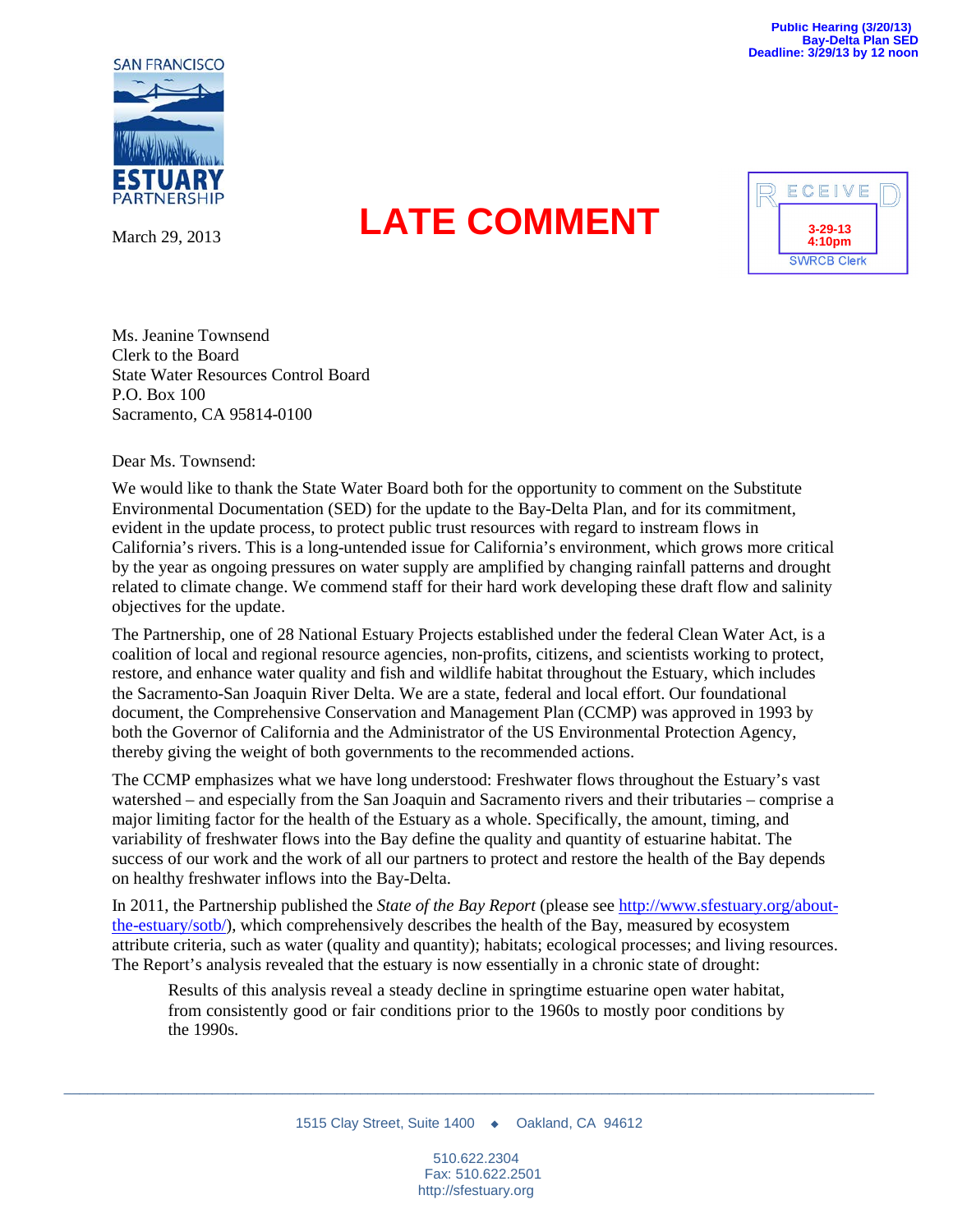Public Hearing (3/20/13)
Bay-Delta Plan SED
Deadline: 3/29/13 by 12 noon

SAN FRANCISCO ESTUARY PARTNERSHIP

March 29, 2013

# LATE COMMENT

RECEIVED
3-29-13
4:10pm
SWRCB Clerk

Ms. Jeanine Townsend
Clerk to the Board
State Water Resources Control Board
P.O. Box 100
Sacramento, CA 95814-0100

Dear Ms. Townsend:

We would like to thank the State Water Board both for the opportunity to comment on the Substitute Environmental Documentation (SED) for the update to the Bay-Delta Plan, and for its commitment, evident in the update process, to protect public trust resources with regard to instream flows in California's rivers. This is a long-untended issue for California's environment, which grows more critical by the year as ongoing pressures on water supply are amplified by changing rainfall patterns and drought related to climate change. We commend staff for their hard work developing these draft flow and salinity objectives for the update.

The Partnership, one of 28 National Estuary Projects established under the federal Clean Water Act, is a coalition of local and regional resource agencies, non-profits, citizens, and scientists working to protect, restore, and enhance water quality and fish and wildlife habitat throughout the Estuary, which includes the Sacramento-San Joaquin River Delta. We are a state, federal and local effort. Our foundational document, the Comprehensive Conservation and Management Plan (CCMP) was approved in 1993 by both the Governor of California and the Administrator of the US Environmental Protection Agency, thereby giving the weight of both governments to the recommended actions.

The CCMP emphasizes what we have long understood: Freshwater flows throughout the Estuary's vast watershed – and especially from the San Joaquin and Sacramento rivers and their tributaries – comprise a major limiting factor for the health of the Estuary as a whole. Specifically, the amount, timing, and variability of freshwater flows into the Bay define the quality and quantity of estuarine habitat. The success of our work and the work of all our partners to protect and restore the health of the Bay depends on healthy freshwater inflows into the Bay-Delta.

In 2011, the Partnership published the *State of the Bay Report* (please see http://www.sfestuary.org/about-the-estuary/sotb/), which comprehensively describes the health of the Bay, measured by ecosystem attribute criteria, such as water (quality and quantity); habitats; ecological processes; and living resources. The Report's analysis revealed that the estuary is now essentially in a chronic state of drought:

> Results of this analysis reveal a steady decline in springtime estuarine open water habitat, from consistently good or fair conditions prior to the 1960s to mostly poor conditions by the 1990s.

1515 Clay Street, Suite 1400 ◆ Oakland, CA 94612

510.622.2304
Fax: 510.622.2501
http://sfestuary.org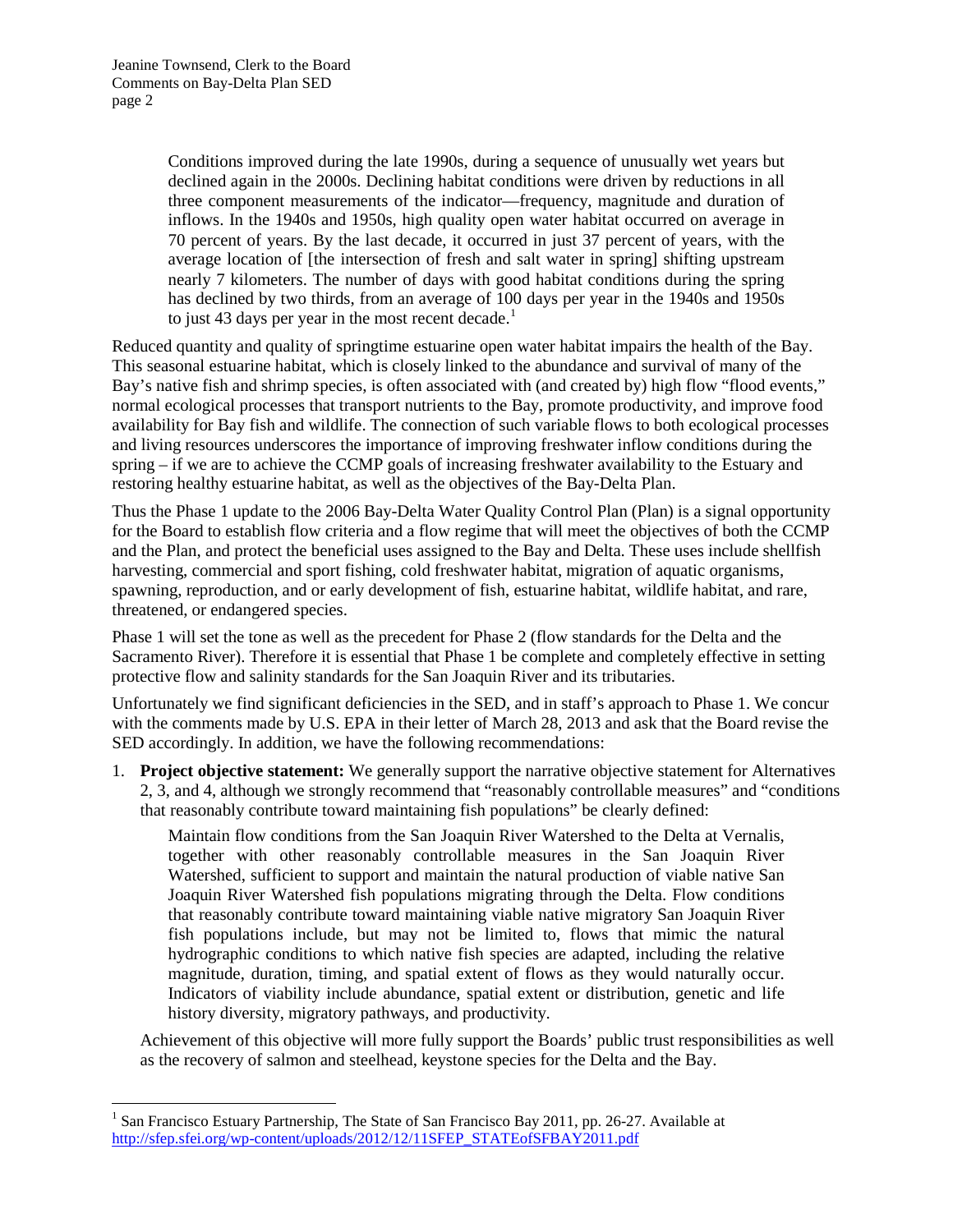> Conditions improved during the late 1990s, during a sequence of unusually wet years but declined again in the 2000s. Declining habitat conditions were driven by reductions in all three component measurements of the indicator—frequency, magnitude and duration of inflows. In the 1940s and 1950s, high quality open water habitat occurred on average in 70 percent of years. By the last decade, it occurred in just 37 percent of years, with the average location of [the intersection of fresh and salt water in spring] shifting upstream nearly 7 kilometers. The number of days with good habitat conditions during the spring has declined by two thirds, from an average of 100 days per year in the 1940s and 1950s to just 43 days per year in the most recent decade.[1]

Reduced quantity and quality of springtime estuarine open water habitat impairs the health of the Bay. This seasonal estuarine habitat, which is closely linked to the abundance and survival of many of the Bay's native fish and shrimp species, is often associated with (and created by) high flow "flood events," normal ecological processes that transport nutrients to the Bay, promote productivity, and improve food availability for Bay fish and wildlife. The connection of such variable flows to both ecological processes and living resources underscores the importance of improving freshwater inflow conditions during the spring – if we are to achieve the CCMP goals of increasing freshwater availability to the Estuary and restoring healthy estuarine habitat, as well as the objectives of the Bay-Delta Plan.

Thus the Phase 1 update to the 2006 Bay-Delta Water Quality Control Plan (Plan) is a signal opportunity for the Board to establish flow criteria and a flow regime that will meet the objectives of both the CCMP and the Plan, and protect the beneficial uses assigned to the Bay and Delta. These uses include shellfish harvesting, commercial and sport fishing, cold freshwater habitat, migration of aquatic organisms, spawning, reproduction, and or early development of fish, estuarine habitat, wildlife habitat, and rare, threatened, or endangered species.

Phase 1 will set the tone as well as the precedent for Phase 2 (flow standards for the Delta and the Sacramento River). Therefore it is essential that Phase 1 be complete and completely effective in setting protective flow and salinity standards for the San Joaquin River and its tributaries.

Unfortunately we find significant deficiencies in the SED, and in staff's approach to Phase 1. We concur with the comments made by U.S. EPA in their letter of March 28, 2013 and ask that the Board revise the SED accordingly. In addition, we have the following recommendations:

1. **Project objective statement:** We generally support the narrative objective statement for Alternatives 2, 3, and 4, although we strongly recommend that "reasonably controllable measures" and "conditions that reasonably contribute toward maintaining fish populations" be clearly defined:

   > Maintain flow conditions from the San Joaquin River Watershed to the Delta at Vernalis, together with other reasonably controllable measures in the San Joaquin River Watershed, sufficient to support and maintain the natural production of viable native San Joaquin River Watershed fish populations migrating through the Delta. Flow conditions that reasonably contribute toward maintaining viable native migratory San Joaquin River fish populations include, but may not be limited to, flows that mimic the natural hydrographic conditions to which native fish species are adapted, including the relative magnitude, duration, timing, and spatial extent of flows as they would naturally occur. Indicators of viability include abundance, spatial extent or distribution, genetic and life history diversity, migratory pathways, and productivity.

   Achievement of this objective will more fully support the Boards' public trust responsibilities as well as the recovery of salmon and steelhead, keystone species for the Delta and the Bay.

[1] San Francisco Estuary Partnership, The State of San Francisco Bay 2011, pp. 26-27. Available at http://sfep.sfei.org/wp-content/uploads/2012/12/11SFEP_STATEofSFBAY2011.pdf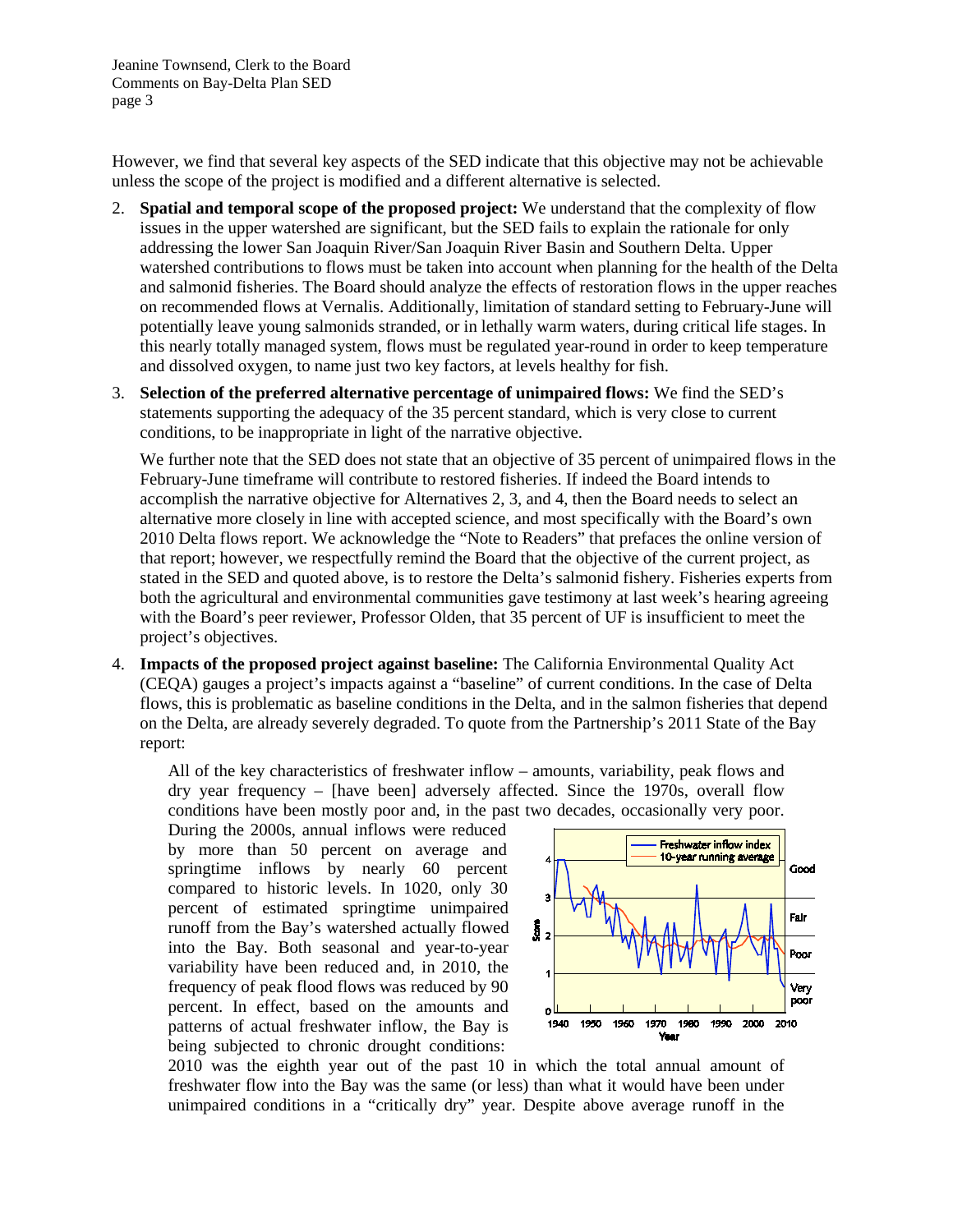However, we find that several key aspects of the SED indicate that this objective may not be achievable unless the scope of the project is modified and a different alternative is selected.

2. **Spatial and temporal scope of the proposed project:** We understand that the complexity of flow issues in the upper watershed are significant, but the SED fails to explain the rationale for only addressing the lower San Joaquin River/San Joaquin River Basin and Southern Delta. Upper watershed contributions to flows must be taken into account when planning for the health of the Delta and salmonid fisheries. The Board should analyze the effects of restoration flows in the upper reaches on recommended flows at Vernalis. Additionally, limitation of standard setting to February-June will potentially leave young salmonids stranded, or in lethally warm waters, during critical life stages. In this nearly totally managed system, flows must be regulated year-round in order to keep temperature and dissolved oxygen, to name just two key factors, at levels healthy for fish.

3. **Selection of the preferred alternative percentage of unimpaired flows:** We find the SED's statements supporting the adequacy of the 35 percent standard, which is very close to current conditions, to be inappropriate in light of the narrative objective.

   We further note that the SED does not state that an objective of 35 percent of unimpaired flows in the February-June timeframe will contribute to restored fisheries. If indeed the Board intends to accomplish the narrative objective for Alternatives 2, 3, and 4, then the Board needs to select an alternative more closely in line with accepted science, and most specifically with the Board's own 2010 Delta flows report. We acknowledge the "Note to Readers" that prefaces the online version of that report; however, we respectfully remind the Board that the objective of the current project, as stated in the SED and quoted above, is to restore the Delta's salmonid fishery. Fisheries experts from both the agricultural and environmental communities gave testimony at last week's hearing agreeing with the Board's peer reviewer, Professor Olden, that 35 percent of UF is insufficient to meet the project's objectives.

4. **Impacts of the proposed project against baseline:** The California Environmental Quality Act (CEQA) gauges a project's impacts against a "baseline" of current conditions. In the case of Delta flows, this is problematic as baseline conditions in the Delta, and in the salmon fisheries that depend on the Delta, are already severely degraded. To quote from the Partnership's 2011 State of the Bay report:

   > All of the key characteristics of freshwater inflow – amounts, variability, peak flows and dry year frequency – [have been] adversely affected. Since the 1970s, overall flow conditions have been mostly poor and, in the past two decades, occasionally very poor. During the 2000s, annual inflows were reduced by more than 50 percent on average and springtime inflows by nearly 60 percent compared to historic levels. In 1020, only 30 percent of estimated springtime unimpaired runoff from the Bay's watershed actually flowed into the Bay. Both seasonal and year-to-year variability have been reduced and, in 2010, the frequency of peak flood flows was reduced by 90 percent. In effect, based on the amounts and patterns of actual freshwater inflow, the Bay is being subjected to chronic drought conditions: 2010 was the eighth year out of the past 10 in which the total annual amount of freshwater flow into the Bay was the same (or less) than what it would have been under unimpaired conditions in a "critically dry" year. Despite above average runoff in the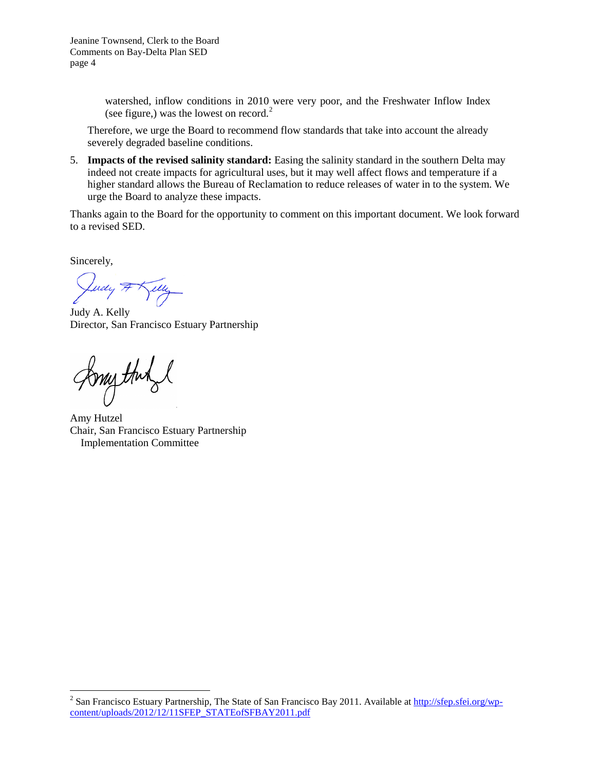watershed, inflow conditions in 2010 were very poor, and the Freshwater Inflow Index (see figure,) was the lowest on record.[2]

Therefore, we urge the Board to recommend flow standards that take into account the already severely degraded baseline conditions.

5. **Impacts of the revised salinity standard:** Easing the salinity standard in the southern Delta may indeed not create impacts for agricultural uses, but it may well affect flows and temperature if a higher standard allows the Bureau of Reclamation to reduce releases of water in to the system. We urge the Board to analyze these impacts.

Thanks again to the Board for the opportunity to comment on this important document. We look forward to a revised SED.

Sincerely,

Judy A. Kelly
Director, San Francisco Estuary Partnership

Amy Hutzel
Chair, San Francisco Estuary Partnership
Implementation Committee

---

[2] San Francisco Estuary Partnership, The State of San Francisco Bay 2011. Available at http://sfep.sfei.org/wp-content/uploads/2012/12/11SFEP_STATEofSFBAY2011.pdf